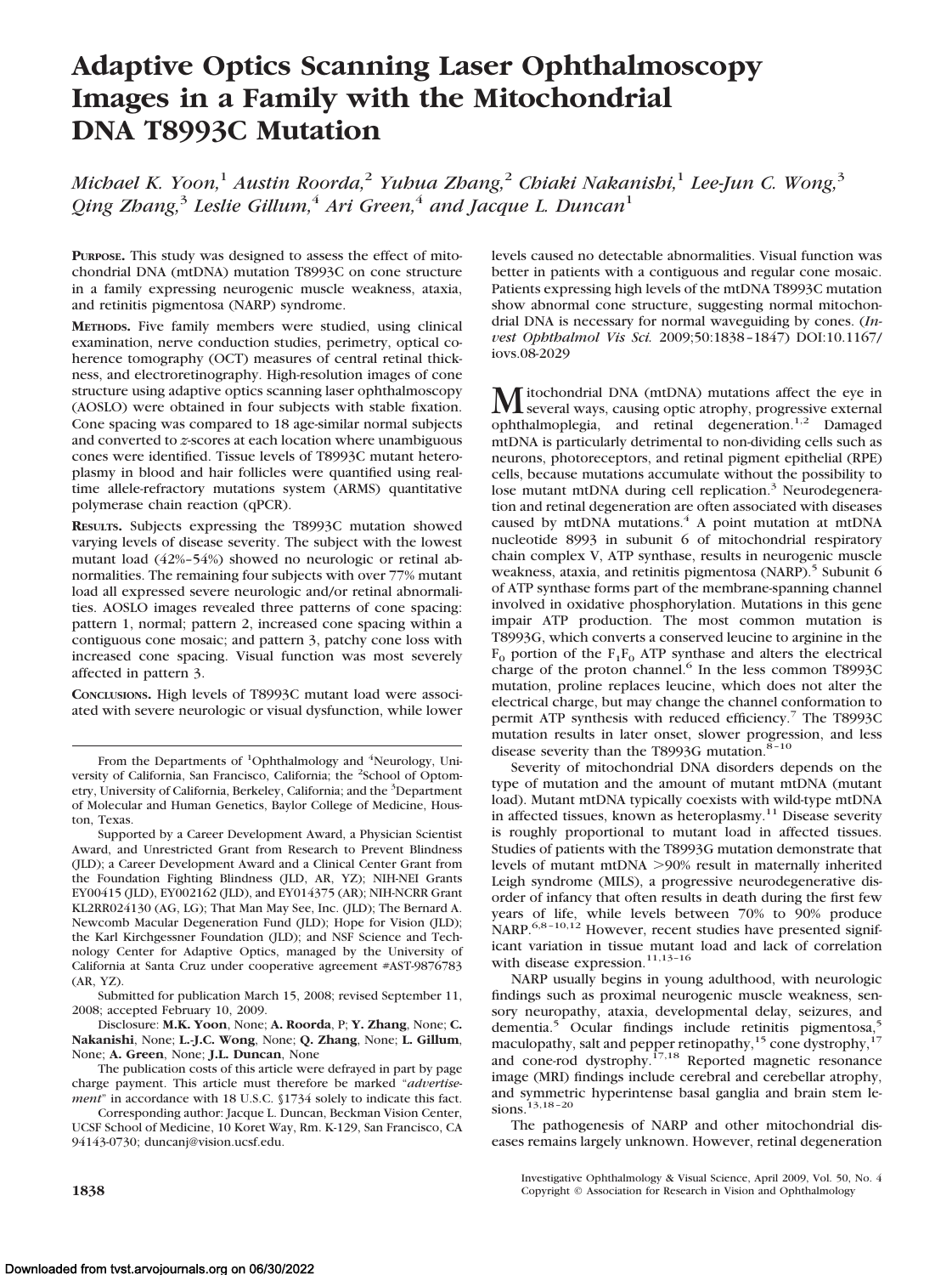# Adaptive Optics Scanning Laser Ophthalmoscopy Images in a Family with the Mitochondrial DNA T8993C Mutation

*Michael K. Yoon,[1] Austin Roorda,[2] Yuhua Zhang,[2] Chiaki Nakanishi,[1] Lee-Jun C. Wong,[3] Qing Zhang,[3] Leslie Gillum,[4] Ari Green,[4] and Jacque L. Duncan[1]*

**PURPOSE.** This study was designed to assess the effect of mitochondrial DNA (mtDNA) mutation T8993C on cone structure in a family expressing neurogenic muscle weakness, ataxia, and retinitis pigmentosa (NARP) syndrome.

**METHODS.** Five family members were studied, using clinical examination, nerve conduction studies, perimetry, optical coherence tomography (OCT) measures of central retinal thickness, and electroretinography. High-resolution images of cone structure using adaptive optics scanning laser ophthalmoscopy (AOSLO) were obtained in four subjects with stable fixation. Cone spacing was compared to 18 age-similar normal subjects and converted to *z*-scores at each location where unambiguous cones were identified. Tissue levels of T8993C mutant heteroplasmy in blood and hair follicles were quantified using real-time allele-refractory mutations system (ARMS) quantitative polymerase chain reaction (qPCR).

**RESULTS.** Subjects expressing the T8993C mutation showed varying levels of disease severity. The subject with the lowest mutant load (42%–54%) showed no neurologic or retinal abnormalities. The remaining four subjects with over 77% mutant load all expressed severe neurologic and/or retinal abnormalities. AOSLO images revealed three patterns of cone spacing: pattern 1, normal; pattern 2, increased cone spacing within a contiguous cone mosaic; and pattern 3, patchy cone loss with increased cone spacing. Visual function was most severely affected in pattern 3.

**CONCLUSIONS.** High levels of T8993C mutant load were associated with severe neurologic or visual dysfunction, while lower levels caused no detectable abnormalities. Visual function was better in patients with a contiguous and regular cone mosaic. Patients expressing high levels of the mtDNA T8993C mutation show abnormal cone structure, suggesting normal mitochondrial DNA is necessary for normal waveguiding by cones. (*Invest Ophthalmol Vis Sci.* 2009;50:1838–1847) DOI:10.1167/iovs.08-2029

---

From the Departments of [1]Ophthalmology and [4]Neurology, University of California, San Francisco, California; the [2]School of Optometry, University of California, Berkeley, California; and the [3]Department of Molecular and Human Genetics, Baylor College of Medicine, Houston, Texas.

Supported by a Career Development Award, a Physician Scientist Award, and Unrestricted Grant from Research to Prevent Blindness (JLD); a Career Development Award and a Clinical Center Grant from the Foundation Fighting Blindness (JLD, AR, YZ); NIH-NEI Grants EY00415 (JLD), EY002162 (JLD), and EY014375 (AR); NIH-NCRR Grant KL2RR024130 (AG, LG); That Man May See, Inc. (JLD); The Bernard A. Newcomb Macular Degeneration Fund (JLD); Hope for Vision (JLD); the Karl Kirchgessner Foundation (JLD); and NSF Science and Technology Center for Adaptive Optics, managed by the University of California at Santa Cruz under cooperative agreement #AST-9876783 (AR, YZ).

Submitted for publication March 15, 2008; revised September 11, 2008; accepted February 10, 2009.

Disclosure: **M.K. Yoon**, None; **A. Roorda**, P; **Y. Zhang**, None; **C. Nakanishi**, None; **L.-J.C. Wong**, None; **Q. Zhang**, None; **L. Gillum**, None; **A. Green**, None; **J.L. Duncan**, None

The publication costs of this article were defrayed in part by page charge payment. This article must therefore be marked "*advertisement*" in accordance with 18 U.S.C. §1734 solely to indicate this fact.

Corresponding author: Jacque L. Duncan, Beckman Vision Center, UCSF School of Medicine, 10 Koret Way, Rm. K-129, San Francisco, CA 94143-0730; duncanj@vision.ucsf.edu.

---

Mitochondrial DNA (mtDNA) mutations affect the eye in several ways, causing optic atrophy, progressive external ophthalmoplegia, and retinal degeneration.[1,2] Damaged mtDNA is particularly detrimental to non-dividing cells such as neurons, photoreceptors, and retinal pigment epithelial (RPE) cells, because mutations accumulate without the possibility to lose mutant mtDNA during cell replication.[3] Neurodegeneration and retinal degeneration are often associated with diseases caused by mtDNA mutations.[4] A point mutation at mtDNA nucleotide 8993 in subunit 6 of mitochondrial respiratory chain complex V, ATP synthase, results in neurogenic muscle weakness, ataxia, and retinitis pigmentosa (NARP).[5] Subunit 6 of ATP synthase forms part of the membrane-spanning channel involved in oxidative phosphorylation. Mutations in this gene impair ATP production. The most common mutation is T8993G, which converts a conserved leucine to arginine in the $F_0$ portion of the $F_1F_0$ ATP synthase and alters the electrical charge of the proton channel.[6] In the less common T8993C mutation, proline replaces leucine, which does not alter the electrical charge, but may change the channel conformation to permit ATP synthesis with reduced efficiency.[7] The T8993C mutation results in later onset, slower progression, and less disease severity than the T8993G mutation.[8–10]

Severity of mitochondrial DNA disorders depends on the type of mutation and the amount of mutant mtDNA (mutant load). Mutant mtDNA typically coexists with wild-type mtDNA in affected tissues, known as heteroplasmy.[11] Disease severity is roughly proportional to mutant load in affected tissues. Studies of patients with the T8993G mutation demonstrate that levels of mutant mtDNA >90% result in maternally inherited Leigh syndrome (MILS), a progressive neurodegenerative disorder of infancy that often results in death during the first few years of life, while levels between 70% to 90% produce NARP.[6,8–10,12] However, recent studies have presented significant variation in tissue mutant load and lack of correlation with disease expression.[11,13–16]

NARP usually begins in young adulthood, with neurologic findings such as proximal neurogenic muscle weakness, sensory neuropathy, ataxia, developmental delay, seizures, and dementia.[5] Ocular findings include retinitis pigmentosa,[5] maculopathy, salt and pepper retinopathy,[15] cone dystrophy,[17] and cone-rod dystrophy.[17,18] Reported magnetic resonance image (MRI) findings include cerebral and cerebellar atrophy, and symmetric hyperintense basal ganglia and brain stem lesions.[13,18–20]

The pathogenesis of NARP and other mitochondrial diseases remains largely unknown. However, retinal degeneration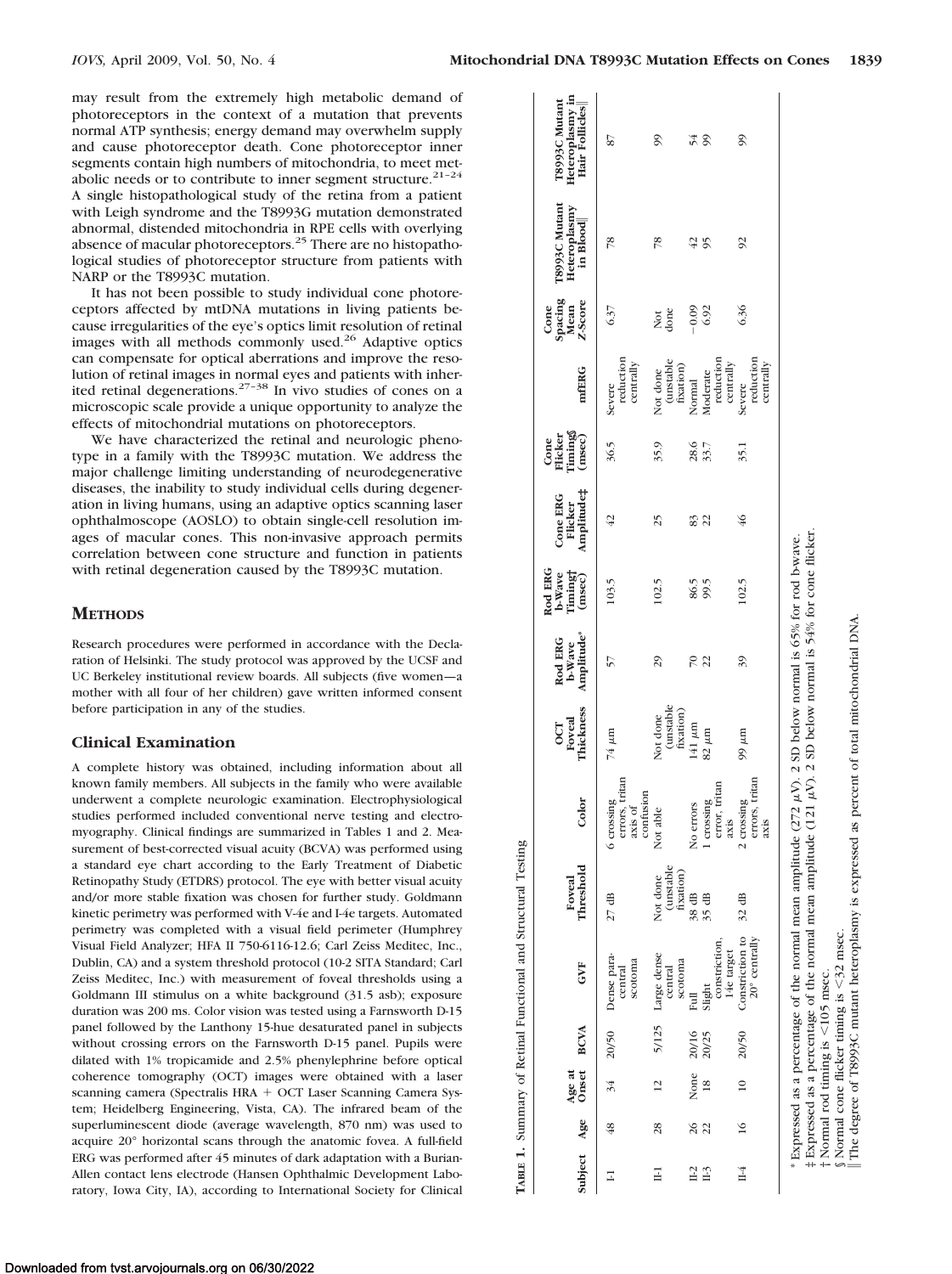may result from the extremely high metabolic demand of photoreceptors in the context of a mutation that prevents normal ATP synthesis; energy demand may overwhelm supply and cause photoreceptor death. Cone photoreceptor inner segments contain high numbers of mitochondria, to meet metabolic needs or to contribute to inner segment structure.[21–24] A single histopathological study of the retina from a patient with Leigh syndrome and the T8993G mutation demonstrated abnormal, distended mitochondria in RPE cells with overlying absence of macular photoreceptors.[25] There are no histopathological studies of photoreceptor structure from patients with NARP or the T8993C mutation.

It has not been possible to study individual cone photoreceptors affected by mtDNA mutations in living patients because irregularities of the eye's optics limit resolution of retinal images with all methods commonly used.[26] Adaptive optics can compensate for optical aberrations and improve the resolution of retinal images in normal eyes and patients with inherited retinal degenerations.[27–38] In vivo studies of cones on a microscopic scale provide a unique opportunity to analyze the effects of mitochondrial mutations on photoreceptors.

We have characterized the retinal and neurologic phenotype in a family with the T8993C mutation. We address the major challenge limiting understanding of neurodegenerative diseases, the inability to study individual cells during degeneration in living humans, using an adaptive optics scanning laser ophthalmoscope (AOSLO) to obtain single-cell resolution images of macular cones. This non-invasive approach permits correlation between cone structure and function in patients with retinal degeneration caused by the T8993C mutation.

## Methods

Research procedures were performed in accordance with the Declaration of Helsinki. The study protocol was approved by the UCSF and UC Berkeley institutional review boards. All subjects (five women—a mother with all four of her children) gave written informed consent before participation in any of the studies.

### Clinical Examination

A complete history was obtained, including information about all known family members. All subjects in the family who were available underwent a complete neurologic examination. Electrophysiological studies performed included conventional nerve testing and electromyography. Clinical findings are summarized in Tables 1 and 2. Measurement of best-corrected visual acuity (BCVA) was performed using a standard eye chart according to the Early Treatment of Diabetic Retinopathy Study (ETDRS) protocol. The eye with better visual acuity and/or more stable fixation was chosen for further study. Goldmann kinetic perimetry was performed with V-4e and I-4e targets. Automated perimetry was completed with a visual field perimeter (Humphrey Visual Field Analyzer; HFA II 750-6116-12.6; Carl Zeiss Meditec, Inc., Dublin, CA) and a system threshold protocol (10-2 SITA Standard; Carl Zeiss Meditec, Inc.) with measurement of foveal thresholds using a Goldmann III stimulus on a white background (31.5 asb); exposure duration was 200 ms. Color vision was tested using a Farnsworth D-15 panel followed by the Lanthony 15-hue desaturated panel in subjects without crossing errors on the Farnsworth D-15 panel. Pupils were dilated with 1% tropicamide and 2.5% phenylephrine before optical coherence tomography (OCT) images were obtained with a laser scanning camera (Spectralis HRA + OCT Laser Scanning Camera System; Heidelberg Engineering, Vista, CA). The infrared beam of the superluminescent diode (average wavelength, 870 nm) was used to acquire 20° horizontal scans through the anatomic fovea. A full-field ERG was performed after 45 minutes of dark adaptation with a Burian-Allen contact lens electrode (Hansen Ophthalmic Development Laboratory, Iowa City, IA), according to International Society for Clinical

**Table 1.** Summary of Retinal Functional and Structural Testing

| Subject | Age | Age at Onset | BCVA | GVF | Foveal Threshold | Color | OCT Foveal Thickness | Rod ERG b-Wave Amplitude* | Rod ERG b-Wave Timing† (msec) | Cone ERG Flicker Amplitude‡ | Cone Flicker Timing§ (msec) | mfERG | Cone Spacing Mean Z-Score | T8993C Mutant Heteroplasmy in Blood‖ | T8993C Mutant Heteroplasmy in Hair Follicles‖ |
|---|---|---|---|---|---|---|---|---|---|---|---|---|---|---|---|
| I-1 | 48 | 34 | 20/50 | Dense paracentral scotoma | 27 dB | 6 crossing errors, tritan axis of confusion | 74 μm | 57 | 103.5 | 42 | 36.5 | Severe reduction centrally | 6.37 | 78 | 87 |
| II-1 | 28 | 12 | 5/125 | Large dense central scotoma | Not done (unstable fixation) | Not able | Not done (unstable fixation) | 29 | 102.5 | 25 | 35.9 | Not done (unstable fixation) | Not done | 78 | 99 |
| II-2 | 26 | None | 20/16 | Full | 38 dB | No errors | 141 μm | 70 | 86.5 | 83 | 28.6 | Normal | −0.09 | 42 | 54 |
| II-3 | 22 | 18 | 20/25 | Slight constriction, I4e target | 35 dB | 1 crossing error, tritan axis | 82 μm | 22 | 99.5 | 22 | 33.7 | Moderate reduction centrally | 6.92 | 95 | 99 |
| II-4 | 16 | 10 | 20/50 | Constriction to 20° centrally | 32 dB | 2 crossing errors, tritan axis | 99 μm | 39 | 102.5 | 46 | 35.1 | Severe reduction centrally | 6.36 | 92 | 99 |

\* Expressed as a percentage of the normal mean amplitude (272 μV). 2 SD below normal is 65% for rod b-wave.

‡ Expressed as a percentage of the normal mean amplitude (121 μV). 2 SD below normal is 54% for cone flicker.

† Normal rod timing is <105 msec.

§ Normal cone flicker timing is <32 msec.

‖ The degree of T8993C mutant heteroplasmy is expressed as percent of total mitochondrial DNA.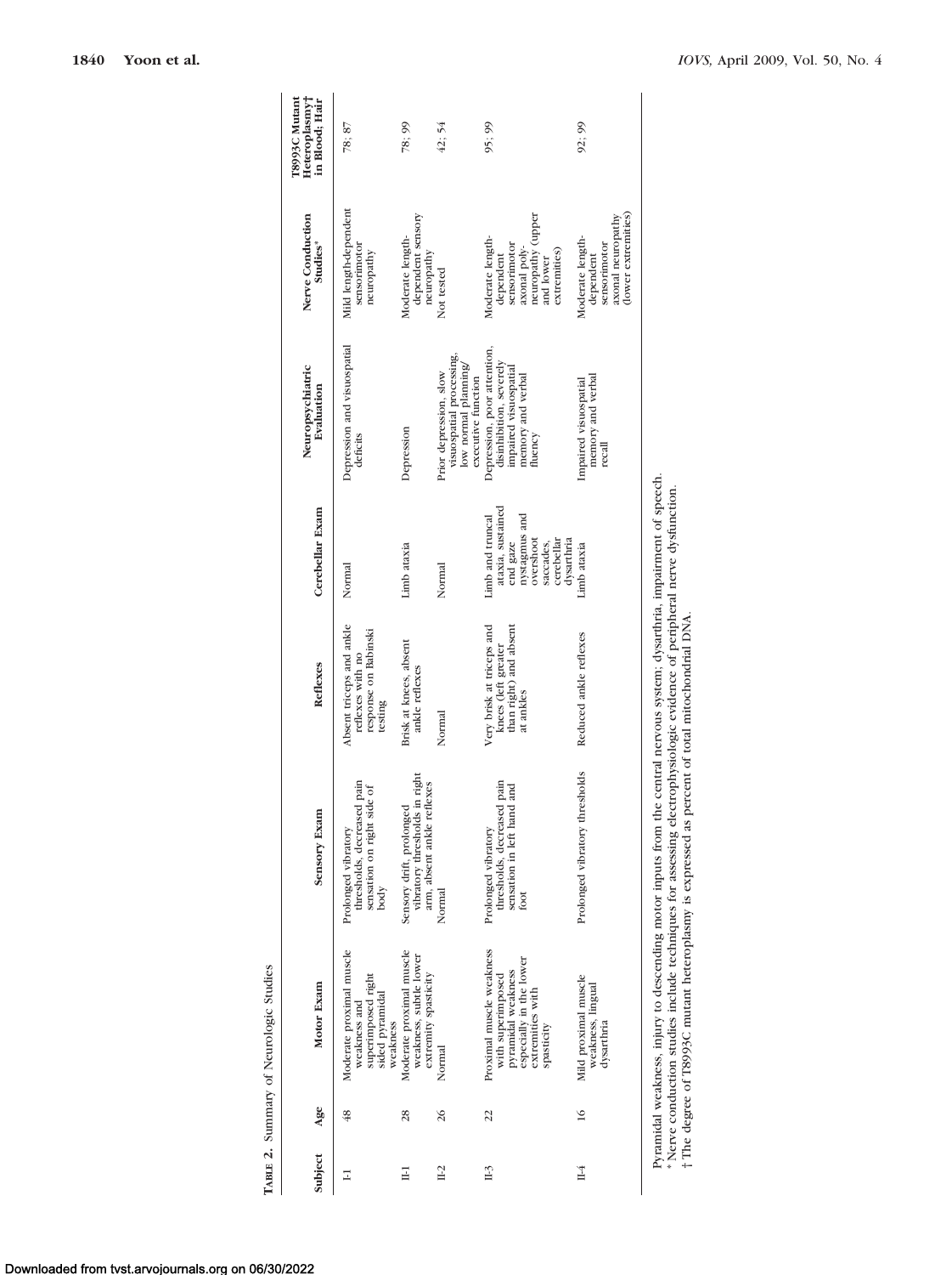**Table 2.** Summary of Neurologic Studies

| Subject | Age | Motor Exam | Sensory Exam | Reflexes | Cerebellar Exam | Neuropsychiatric Evaluation | Nerve Conduction Studies* | T8993C Mutant Heteroplasmy† in Blood; Hair |
|---|---|---|---|---|---|---|---|---|
| I-1 | 48 | Moderate proximal muscle weakness and superimposed right sided pyramidal weakness | Prolonged vibratory thresholds, decreased pain sensation on right side of body | Absent triceps and ankle reflexes with no response on Babinski testing | Normal | Depression and visuospatial deficits | Mild length-dependent sensorimotor neuropathy | 78; 87 |
| II-1 | 28 | Moderate proximal muscle weakness, subtle lower extremity spasticity | Sensory drift, prolonged vibratory thresholds in right arm, absent ankle reflexes | Brisk at knees, absent ankle reflexes | Limb ataxia | Depression | Moderate length-dependent sensory neuropathy | 78; 99 |
| II-2 | 26 | Normal | Normal | Normal | Normal | Prior depression, slow visuospatial processing, low normal planning/executive function | Not tested | 42; 54 |
| II-3 | 22 | Proximal muscle weakness with superimposed pyramidal weakness especially in the lower extremities with spasticity | Prolonged vibratory thresholds, decreased pain sensation in left hand and foot | Very brisk at triceps and knees (left greater than right) and absent at ankles | Limb and truncal ataxia, sustained end gaze nystagmus and overshoot saccades, cerebellar dysarthria | Depression, poor attention, disinhibition, severely impaired visuospatial memory and verbal fluency | Moderate length-dependent sensorimotor axonal poly-neuropathy (upper and lower extremities) | 95; 99 |
| II-4 | 16 | Mild proximal muscle weakness, lingual dysarthria | Prolonged vibratory thresholds | Reduced ankle reflexes | Limb ataxia | Impaired visuospatial memory and verbal recall | Moderate length-dependent sensorimotor axonal neuropathy (lower extremities) | 92; 99 |

Pyramidal weakness, injury to descending motor inputs from the central nervous system; dysarthria, impairment of speech.
\* Nerve conduction studies include techniques for assessing electrophysiologic evidence of peripheral nerve dysfunction.
† The degree of T8993C mutant heteroplasmy is expressed as percent of total mitochondrial DNA.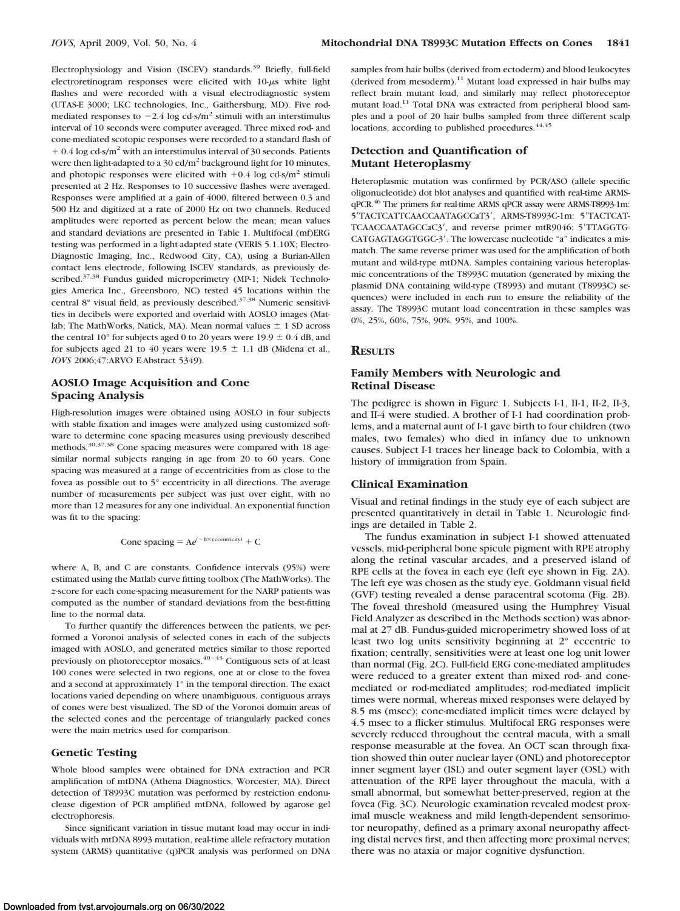Electrophysiology and Vision (ISCEV) standards.[39] Briefly, full-field electroretinogram responses were elicited with 10-μs white light flashes and were recorded with a visual electrodiagnostic system (UTAS-E 3000; LKC technologies, Inc., Gaithersburg, MD). Five rod-mediated responses to −2.4 log cd-s/m$^2$ stimuli with an interstimulus interval of 10 seconds were computer averaged. Three mixed rod- and cone-mediated scotopic responses were recorded to a standard flash of + 0.4 log cd-s/m$^2$ with an interstimulus interval of 30 seconds. Patients were then light-adapted to a 30 cd/m$^2$ background light for 10 minutes, and photopic responses were elicited with +0.4 log cd-s/m$^2$ stimuli presented at 2 Hz. Responses to 10 successive flashes were averaged. Responses were amplified at a gain of 4000, filtered between 0.3 and 500 Hz and digitized at a rate of 2000 Hz on two channels. Reduced amplitudes were reported as percent below the mean; mean values and standard deviations are presented in Table 1. Multifocal (mf)ERG testing was performed in a light-adapted state (VERIS 5.1.10X; Electro-Diagnostic Imaging, Inc., Redwood City, CA), using a Burian-Allen contact lens electrode, following ISCEV standards, as previously described.[37,38] Fundus guided microperimetry (MP-1; Nidek Technologies America Inc., Greensboro, NC) tested 45 locations within the central 8° visual field, as previously described.[37,38] Numeric sensitivities in decibels were exported and overlaid with AOSLO images (Matlab; The MathWorks, Natick, MA). Mean normal values ± 1 SD across the central 10° for subjects aged 0 to 20 years were 19.9 ± 0.4 dB, and for subjects aged 21 to 40 years were 19.5 ± 1.1 dB (Midena et al., *IOVS* 2006;47:ARVO E-Abstract 5349).

### AOSLO Image Acquisition and Cone Spacing Analysis

High-resolution images were obtained using AOSLO in four subjects with stable fixation and images were analyzed using customized software to determine cone spacing measures using previously described methods.[30,37,38] Cone spacing measures were compared with 18 age-similar normal subjects ranging in age from 20 to 60 years. Cone spacing was measured at a range of eccentricities from as close to the fovea as possible out to 5° eccentricity in all directions. The average number of measurements per subject was just over eight, with no more than 12 measures for any one individual. An exponential function was fit to the spacing:

$$\text{Cone spacing} = Ae^{(-B\times \text{eccentricity})} + C$$

where A, B, and C are constants. Confidence intervals (95%) were estimated using the Matlab curve fitting toolbox (The MathWorks). The *z*-score for each cone-spacing measurement for the NARP patients was computed as the number of standard deviations from the best-fitting line to the normal data.

To further quantify the differences between the patients, we performed a Voronoi analysis of selected cones in each of the subjects imaged with AOSLO, and generated metrics similar to those reported previously on photoreceptor mosaics.[40–43] Contiguous sets of at least 100 cones were selected in two regions, one at or close to the fovea and a second at approximately 1° in the temporal direction. The exact locations varied depending on where unambiguous, contiguous arrays of cones were best visualized. The SD of the Voronoi domain areas of the selected cones and the percentage of triangularly packed cones were the main metrics used for comparison.

### Genetic Testing

Whole blood samples were obtained for DNA extraction and PCR amplification of mtDNA (Athena Diagnostics, Worcester, MA). Direct detection of T8993C mutation was performed by restriction endonuclease digestion of PCR amplified mtDNA, followed by agarose gel electrophoresis.

Since significant variation in tissue mutant load may occur in individuals with mtDNA 8993 mutation, real-time allele refractory mutation system (ARMS) quantitative (q)PCR analysis was performed on DNA samples from hair bulbs (derived from ectoderm) and blood leukocytes (derived from mesoderm).[11] Mutant load expressed in hair bulbs may reflect brain mutant load, and similarly may reflect photoreceptor mutant load.[11] Total DNA was extracted from peripheral blood samples and a pool of 20 hair bulbs sampled from three different scalp locations, according to published procedures.[44,45]

### Detection and Quantification of Mutant Heteroplasmy

Heteroplasmic mutation was confirmed by PCR/ASO (allele specific oligonucleotide) dot blot analyses and quantified with real-time ARMS-qPCR.[46] The primers for real-time ARMS qPCR assay were ARMS-T8993-1m: 5′TACTCATTCAACCAATAGCCaT3′, ARMS-T8993C-1m: 5′TACTCATTCAACCAATAGCCaC3′, and reverse primer mtR9046: 5′TTAGGTGCATGAGTAGGTGGC-3′. The lowercase nucleotide "a" indicates a mismatch. The same reverse primer was used for the amplification of both mutant and wild-type mtDNA. Samples containing various heteroplasmic concentrations of the T8993C mutation (generated by mixing the plasmid DNA containing wild-type (T8993) and mutant (T8993C) sequences) were included in each run to ensure the reliability of the assay. The T8993C mutant load concentration in these samples was 0%, 25%, 60%, 75%, 90%, 95%, and 100%.

## Results

### Family Members with Neurologic and Retinal Disease

The pedigree is shown in Figure 1. Subjects I-1, II-1, II-2, II-3, and II-4 were studied. A brother of I-1 had coordination problems, and a maternal aunt of I-1 gave birth to four children (two males, two females) who died in infancy due to unknown causes. Subject I-1 traces her lineage back to Colombia, with a history of immigration from Spain.

### Clinical Examination

Visual and retinal findings in the study eye of each subject are presented quantitatively in detail in Table 1. Neurologic findings are detailed in Table 2.

The fundus examination in subject I-1 showed attenuated vessels, mid-peripheral bone spicule pigment with RPE atrophy along the retinal vascular arcades, and a preserved island of RPE cells at the fovea in each eye (left eye shown in Fig. 2A). The left eye was chosen as the study eye. Goldmann visual field (GVF) testing revealed a dense paracentral scotoma (Fig. 2B). The foveal threshold (measured using the Humphrey Visual Field Analyzer as described in the Methods section) was abnormal at 27 dB. Fundus-guided microperimetry showed loss of at least two log units sensitivity beginning at 2° eccentric to fixation; centrally, sensitivities were at least one log unit lower than normal (Fig. 2C). Full-field ERG cone-mediated amplitudes were reduced to a greater extent than mixed rod- and cone-mediated or rod-mediated amplitudes; rod-mediated implicit times were normal, whereas mixed responses were delayed by 8.5 ms (msec); cone-mediated implicit times were delayed by 4.5 msec to a flicker stimulus. Multifocal ERG responses were severely reduced throughout the central macula, with a small response measurable at the fovea. An OCT scan through fixation showed thin outer nuclear layer (ONL) and photoreceptor inner segment layer (ISL) and outer segment layer (OSL) with attenuation of the RPE layer throughout the macula, with a small abnormal, but somewhat better-preserved, region at the fovea (Fig. 3C). Neurologic examination revealed modest proximal muscle weakness and mild length-dependent sensorimotor neuropathy, defined as a primary axonal neuropathy affecting distal nerves first, and then affecting more proximal nerves; there was no ataxia or major cognitive dysfunction.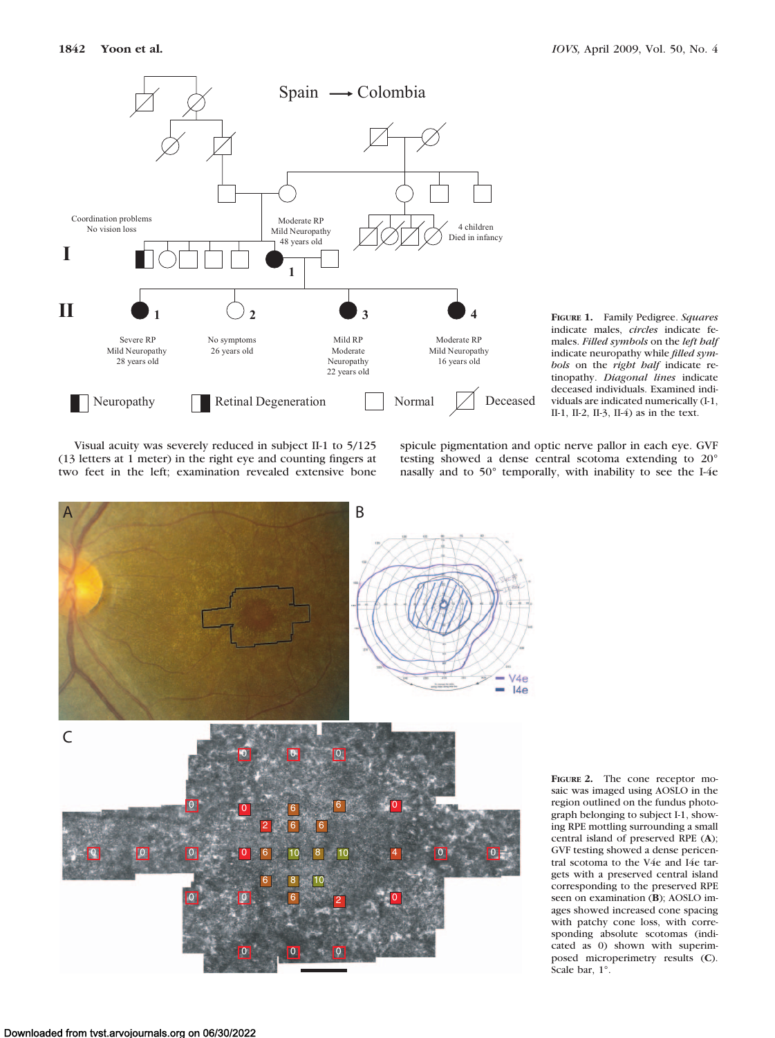FIGURE 1. Family Pedigree. *Squares* indicate males, *circles* indicate females. *Filled symbols* on the *left half* indicate neuropathy while *filled symbols* on the *right half* indicate retinopathy. *Diagonal lines* indicate deceased individuals. Examined individuals are indicated numerically (I-1, II-1, II-2, II-3, II-4) as in the text.

Visual acuity was severely reduced in subject II-1 to 5/125 (13 letters at 1 meter) in the right eye and counting fingers at two feet in the left; examination revealed extensive bone spicule pigmentation and optic nerve pallor in each eye. GVF testing showed a dense central scotoma extending to 20° nasally and to 50° temporally, with inability to see the I-4e

FIGURE 2. The cone receptor mosaic was imaged using AOSLO in the region outlined on the fundus photograph belonging to subject I-1, showing RPE mottling surrounding a small central island of preserved RPE (**A**); GVF testing showed a dense pericentral scotoma to the V4e and I4e targets with a preserved central island corresponding to the preserved RPE seen on examination (**B**); AOSLO images showed increased cone spacing with patchy cone loss, with corresponding absolute scotomas (indicated as 0) shown with superimposed microperimetry results (**C**). Scale bar, 1°.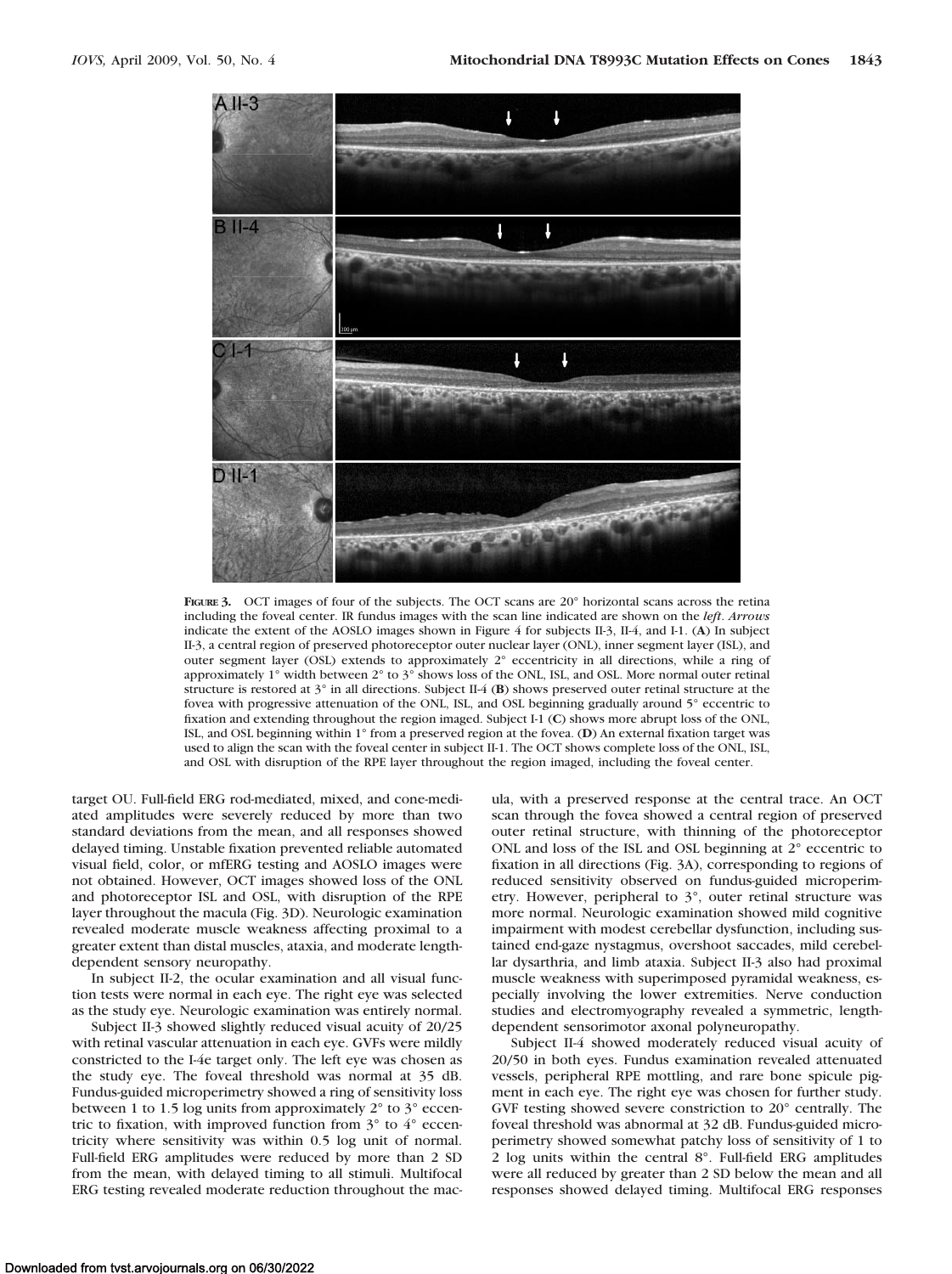**FIGURE 3.** OCT images of four of the subjects. The OCT scans are 20° horizontal scans across the retina including the foveal center. IR fundus images with the scan line indicated are shown on the *left*. *Arrows* indicate the extent of the AOSLO images shown in Figure 4 for subjects II-3, II-4, and I-1. (**A**) In subject II-3, a central region of preserved photoreceptor outer nuclear layer (ONL), inner segment layer (ISL), and outer segment layer (OSL) extends to approximately 2° eccentricity in all directions, while a ring of approximately 1° width between 2° to 3° shows loss of the ONL, ISL, and OSL. More normal outer retinal structure is restored at 3° in all directions. Subject II-4 (**B**) shows preserved outer retinal structure at the fovea with progressive attenuation of the ONL, ISL, and OSL beginning gradually around 5° eccentric to fixation and extending throughout the region imaged. Subject I-1 (**C**) shows more abrupt loss of the ONL, ISL, and OSL beginning within 1° from a preserved region at the fovea. (**D**) An external fixation target was used to align the scan with the foveal center in subject II-1. The OCT shows complete loss of the ONL, ISL, and OSL with disruption of the RPE layer throughout the region imaged, including the foveal center.

target OU. Full-field ERG rod-mediated, mixed, and cone-mediated amplitudes were severely reduced by more than two standard deviations from the mean, and all responses showed delayed timing. Unstable fixation prevented reliable automated visual field, color, or mfERG testing and AOSLO images were not obtained. However, OCT images showed loss of the ONL and photoreceptor ISL and OSL, with disruption of the RPE layer throughout the macula (Fig. 3D). Neurologic examination revealed moderate muscle weakness affecting proximal to a greater extent than distal muscles, ataxia, and moderate length-dependent sensory neuropathy.

In subject II-2, the ocular examination and all visual function tests were normal in each eye. The right eye was selected as the study eye. Neurologic examination was entirely normal.

Subject II-3 showed slightly reduced visual acuity of 20/25 with retinal vascular attenuation in each eye. GVFs were mildly constricted to the I-4e target only. The left eye was chosen as the study eye. The foveal threshold was normal at 35 dB. Fundus-guided microperimetry showed a ring of sensitivity loss between 1 to 1.5 log units from approximately 2° to 3° eccentric to fixation, with improved function from 3° to 4° eccentricity where sensitivity was within 0.5 log unit of normal. Full-field ERG amplitudes were reduced by more than 2 SD from the mean, with delayed timing to all stimuli. Multifocal ERG testing revealed moderate reduction throughout the macula, with a preserved response at the central trace. An OCT scan through the fovea showed a central region of preserved outer retinal structure, with thinning of the photoreceptor ONL and loss of the ISL and OSL beginning at 2° eccentric to fixation in all directions (Fig. 3A), corresponding to regions of reduced sensitivity observed on fundus-guided microperimetry. However, peripheral to 3°, outer retinal structure was more normal. Neurologic examination showed mild cognitive impairment with modest cerebellar dysfunction, including sustained end-gaze nystagmus, overshoot saccades, mild cerebellar dysarthria, and limb ataxia. Subject II-3 also had proximal muscle weakness with superimposed pyramidal weakness, especially involving the lower extremities. Nerve conduction studies and electromyography revealed a symmetric, length-dependent sensorimotor axonal polyneuropathy.

Subject II-4 showed moderately reduced visual acuity of 20/50 in both eyes. Fundus examination revealed attenuated vessels, peripheral RPE mottling, and rare bone spicule pigment in each eye. The right eye was chosen for further study. GVF testing showed severe constriction to 20° centrally. The foveal threshold was abnormal at 32 dB. Fundus-guided microperimetry showed somewhat patchy loss of sensitivity of 1 to 2 log units within the central 8°. Full-field ERG amplitudes were all reduced by greater than 2 SD below the mean and all responses showed delayed timing. Multifocal ERG responses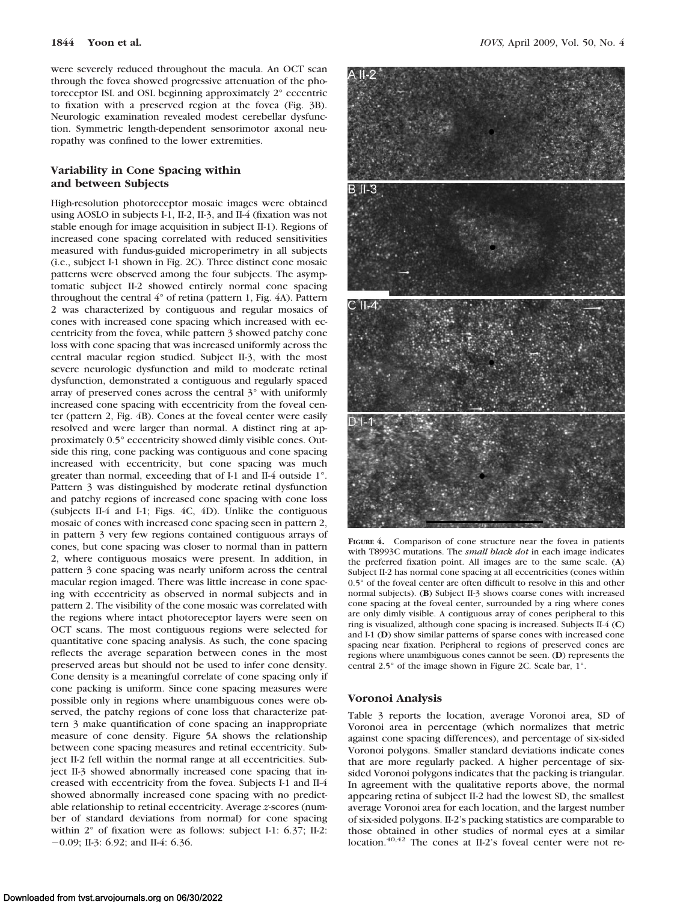were severely reduced throughout the macula. An OCT scan through the fovea showed progressive attenuation of the photoreceptor ISL and OSL beginning approximately 2° eccentric to fixation with a preserved region at the fovea (Fig. 3B). Neurologic examination revealed modest cerebellar dysfunction. Symmetric length-dependent sensorimotor axonal neuropathy was confined to the lower extremities.

### Variability in Cone Spacing within and between Subjects

High-resolution photoreceptor mosaic images were obtained using AOSLO in subjects I-1, II-2, II-3, and II-4 (fixation was not stable enough for image acquisition in subject II-1). Regions of increased cone spacing correlated with reduced sensitivities measured with fundus-guided microperimetry in all subjects (i.e., subject I-1 shown in Fig. 2C). Three distinct cone mosaic patterns were observed among the four subjects. The asymptomatic subject II-2 showed entirely normal cone spacing throughout the central 4° of retina (pattern 1, Fig. 4A). Pattern 2 was characterized by contiguous and regular mosaics of cones with increased cone spacing which increased with eccentricity from the fovea, while pattern 3 showed patchy cone loss with cone spacing that was increased uniformly across the central macular region studied. Subject II-3, with the most severe neurologic dysfunction and mild to moderate retinal dysfunction, demonstrated a contiguous and regularly spaced array of preserved cones across the central 3° with uniformly increased cone spacing with eccentricity from the foveal center (pattern 2, Fig. 4B). Cones at the foveal center were easily resolved and were larger than normal. A distinct ring at approximately 0.5° eccentricity showed dimly visible cones. Outside this ring, cone packing was contiguous and cone spacing increased with eccentricity, but cone spacing was much greater than normal, exceeding that of I-1 and II-4 outside 1°. Pattern 3 was distinguished by moderate retinal dysfunction and patchy regions of increased cone spacing with cone loss (subjects II-4 and I-1; Figs. 4C, 4D). Unlike the contiguous mosaic of cones with increased cone spacing seen in pattern 2, in pattern 3 very few regions contained contiguous arrays of cones, but cone spacing was closer to normal than in pattern 2, where contiguous mosaics were present. In addition, in pattern 3 cone spacing was nearly uniform across the central macular region imaged. There was little increase in cone spacing with eccentricity as observed in normal subjects and in pattern 2. The visibility of the cone mosaic was correlated with the regions where intact photoreceptor layers were seen on OCT scans. The most contiguous regions were selected for quantitative cone spacing analysis. As such, the cone spacing reflects the average separation between cones in the most preserved areas but should not be used to infer cone density. Cone density is a meaningful correlate of cone spacing only if cone packing is uniform. Since cone spacing measures were possible only in regions where unambiguous cones were observed, the patchy regions of cone loss that characterize pattern 3 make quantification of cone spacing an inappropriate measure of cone density. Figure 5A shows the relationship between cone spacing measures and retinal eccentricity. Subject II-2 fell within the normal range at all eccentricities. Subject II-3 showed abnormally increased cone spacing that increased with eccentricity from the fovea. Subjects I-1 and II-4 showed abnormally increased cone spacing with no predictable relationship to retinal eccentricity. Average *z*-scores (number of standard deviations from normal) for cone spacing within 2° of fixation were as follows: subject I-1: 6.37; II-2: −0.09; II-3: 6.92; and II-4: 6.36.

**FIGURE 4.** Comparison of cone structure near the fovea in patients with T8993C mutations. The *small black dot* in each image indicates the preferred fixation point. All images are to the same scale. (**A**) Subject II-2 has normal cone spacing at all eccentricities (cones within 0.5° of the foveal center are often difficult to resolve in this and other normal subjects). (**B**) Subject II-3 shows coarse cones with increased cone spacing at the foveal center, surrounded by a ring where cones are only dimly visible. A contiguous array of cones peripheral to this ring is visualized, although cone spacing is increased. Subjects II-4 (**C**) and I-1 (**D**) show similar patterns of sparse cones with increased cone spacing near fixation. Peripheral to regions of preserved cones are regions where unambiguous cones cannot be seen. (**D**) represents the central 2.5° of the image shown in Figure 2C. Scale bar, 1°.

### Voronoi Analysis

Table 3 reports the location, average Voronoi area, SD of Voronoi area in percentage (which normalizes that metric against cone spacing differences), and percentage of six-sided Voronoi polygons. Smaller standard deviations indicate cones that are more regularly packed. A higher percentage of six-sided Voronoi polygons indicates that the packing is triangular. In agreement with the qualitative reports above, the normal appearing retina of subject II-2 had the lowest SD, the smallest average Voronoi area for each location, and the largest number of six-sided polygons. II-2's packing statistics are comparable to those obtained in other studies of normal eyes at a similar location.[40,42] The cones at II-2's foveal center were not re-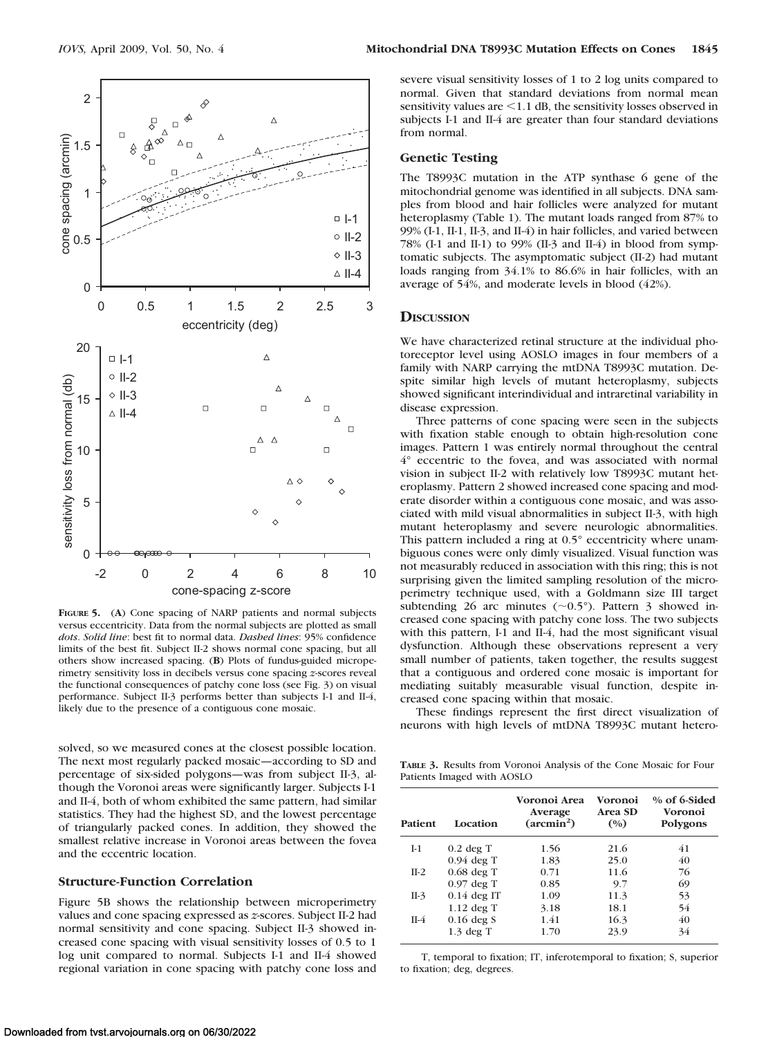**Figure 5.** (**A**) Cone spacing of NARP patients and normal subjects versus eccentricity. Data from the normal subjects are plotted as small *dots*. *Solid line*: best fit to normal data. *Dashed lines*: 95% confidence limits of the best fit. Subject II-2 shows normal cone spacing, but all others show increased spacing. (**B**) Plots of fundus-guided microperimetry sensitivity loss in decibels versus cone spacing *z*-scores reveal the functional consequences of patchy cone loss (see Fig. 3) on visual performance. Subject II-3 performs better than subjects I-1 and II-4, likely due to the presence of a contiguous cone mosaic.

solved, so we measured cones at the closest possible location. The next most regularly packed mosaic—according to SD and percentage of six-sided polygons—was from subject II-3, although the Voronoi areas were significantly larger. Subjects I-1 and II-4, both of whom exhibited the same pattern, had similar statistics. They had the highest SD, and the lowest percentage of triangularly packed cones. In addition, they showed the smallest relative increase in Voronoi areas between the fovea and the eccentric location.

### Structure-Function Correlation

Figure 5B shows the relationship between microperimetry values and cone spacing expressed as *z*-scores. Subject II-2 had normal sensitivity and cone spacing. Subject II-3 showed increased cone spacing with visual sensitivity losses of 0.5 to 1 log unit compared to normal. Subjects I-1 and II-4 showed regional variation in cone spacing with patchy cone loss and severe visual sensitivity losses of 1 to 2 log units compared to normal. Given that standard deviations from normal mean sensitivity values are <1.1 dB, the sensitivity losses observed in subjects I-1 and II-4 are greater than four standard deviations from normal.

### Genetic Testing

The T8993C mutation in the ATP synthase 6 gene of the mitochondrial genome was identified in all subjects. DNA samples from blood and hair follicles were analyzed for mutant heteroplasmy (Table 1). The mutant loads ranged from 87% to 99% (I-1, II-1, II-3, and II-4) in hair follicles, and varied between 78% (I-1 and II-1) to 99% (II-3 and II-4) in blood from symptomatic subjects. The asymptomatic subject (II-2) had mutant loads ranging from 34.1% to 86.6% in hair follicles, with an average of 54%, and moderate levels in blood (42%).

## Discussion

We have characterized retinal structure at the individual photoreceptor level using AOSLO images in four members of a family with NARP carrying the mtDNA T8993C mutation. Despite similar high levels of mutant heteroplasmy, subjects showed significant interindividual and intraretinal variability in disease expression.

Three patterns of cone spacing were seen in the subjects with fixation stable enough to obtain high-resolution cone images. Pattern 1 was entirely normal throughout the central 4° eccentric to the fovea, and was associated with normal vision in subject II-2 with relatively low T8993C mutant heteroplasmy. Pattern 2 showed increased cone spacing and moderate disorder within a contiguous cone mosaic, and was associated with mild visual abnormalities in subject II-3, with high mutant heteroplasmy and severe neurologic abnormalities. This pattern included a ring at 0.5° eccentricity where unambiguous cones were only dimly visualized. Visual function was not measurably reduced in association with this ring; this is not surprising given the limited sampling resolution of the microperimetry technique used, with a Goldmann size III target subtending 26 arc minutes (~0.5°). Pattern 3 showed increased cone spacing with patchy cone loss. The two subjects with this pattern, I-1 and II-4, had the most significant visual dysfunction. Although these observations represent a very small number of patients, taken together, the results suggest that a contiguous and ordered cone mosaic is important for mediating suitably measurable visual function, despite increased cone spacing within that mosaic.

These findings represent the first direct visualization of neurons with high levels of mtDNA T8993C mutant hetero-

**Table 3.** Results from Voronoi Analysis of the Cone Mosaic for Four Patients Imaged with AOSLO

| Patient | Location | Voronoi Area Average (arcmin$^2$) | Voronoi Area SD (%) | % of 6-Sided Voronoi Polygons |
|---|---|---|---|---|
| I-1 | 0.2 deg T | 1.56 | 21.6 | 41 |
| | 0.94 deg T | 1.83 | 25.0 | 40 |
| II-2 | 0.68 deg T | 0.71 | 11.6 | 76 |
| | 0.97 deg T | 0.85 | 9.7 | 69 |
| II-3 | 0.14 deg IT | 1.09 | 11.3 | 53 |
| | 1.12 deg T | 3.18 | 18.1 | 54 |
| II-4 | 0.16 deg S | 1.41 | 16.3 | 40 |
| | 1.3 deg T | 1.70 | 23.9 | 34 |

T, temporal to fixation; IT, inferotemporal to fixation; S, superior to fixation; deg, degrees.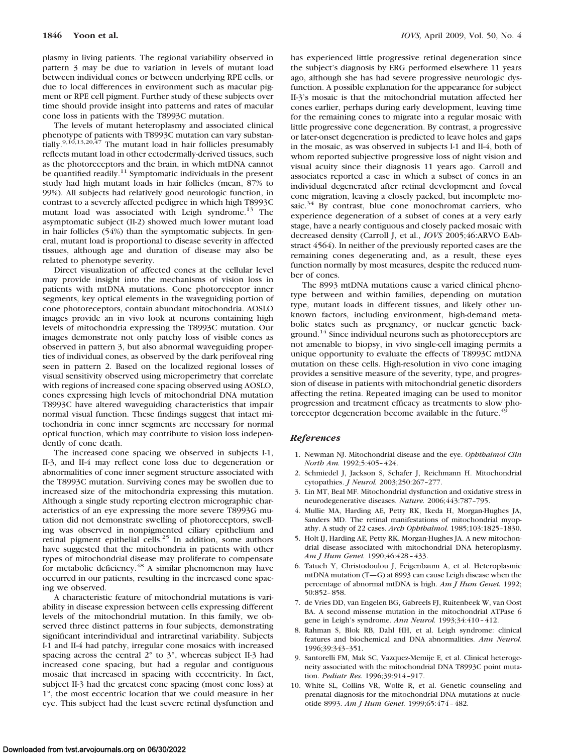plasmy in living patients. The regional variability observed in pattern 3 may be due to variation in levels of mutant load between individual cones or between underlying RPE cells, or due to local differences in environment such as macular pigment or RPE cell pigment. Further study of these subjects over time should provide insight into patterns and rates of macular cone loss in patients with the T8993C mutation.

The levels of mutant heteroplasmy and associated clinical phenotype of patients with T8993C mutation can vary substantially.[9,10,13,20,47] The mutant load in hair follicles presumably reflects mutant load in other ectodermally-derived tissues, such as the photoreceptors and the brain, in which mtDNA cannot be quantified readily.[11] Symptomatic individuals in the present study had high mutant loads in hair follicles (mean, 87% to 99%). All subjects had relatively good neurologic function, in contrast to a severely affected pedigree in which high T8993C mutant load was associated with Leigh syndrome.[13] The asymptomatic subject (II-2) showed much lower mutant load in hair follicles (54%) than the symptomatic subjects. In general, mutant load is proportional to disease severity in affected tissues, although age and duration of disease may also be related to phenotype severity.

Direct visualization of affected cones at the cellular level may provide insight into the mechanisms of vision loss in patients with mtDNA mutations. Cone photoreceptor inner segments, key optical elements in the waveguiding portion of cone photoreceptors, contain abundant mitochondria. AOSLO images provide an in vivo look at neurons containing high levels of mitochondria expressing the T8993C mutation. Our images demonstrate not only patchy loss of visible cones as observed in pattern 3, but also abnormal waveguiding properties of individual cones, as observed by the dark perifoveal ring seen in pattern 2. Based on the localized regional losses of visual sensitivity observed using microperimetry that correlate with regions of increased cone spacing observed using AOSLO, cones expressing high levels of mitochondrial DNA mutation T8993C have altered waveguiding characteristics that impair normal visual function. These findings suggest that intact mitochondria in cone inner segments are necessary for normal optical function, which may contribute to vision loss independently of cone death.

The increased cone spacing we observed in subjects I-1, II-3, and II-4 may reflect cone loss due to degeneration or abnormalities of cone inner segment structure associated with the T8993C mutation. Surviving cones may be swollen due to increased size of the mitochondria expressing this mutation. Although a single study reporting electron micrographic characteristics of an eye expressing the more severe T8993G mutation did not demonstrate swelling of photoreceptors, swelling was observed in nonpigmented ciliary epithelium and retinal pigment epithelial cells.[25] In addition, some authors have suggested that the mitochondria in patients with other types of mitochondrial disease may proliferate to compensate for metabolic deficiency.[48] A similar phenomenon may have occurred in our patients, resulting in the increased cone spacing we observed.

A characteristic feature of mitochondrial mutations is variability in disease expression between cells expressing different levels of the mitochondrial mutation. In this family, we observed three distinct patterns in four subjects, demonstrating significant interindividual and intraretinal variability. Subjects I-1 and II-4 had patchy, irregular cone mosaics with increased spacing across the central 2° to 3°, whereas subject II-3 had increased cone spacing, but had a regular and contiguous mosaic that increased in spacing with eccentricity. In fact, subject II-3 had the greatest cone spacing (most cone loss) at 1°, the most eccentric location that we could measure in her eye. This subject had the least severe retinal dysfunction and has experienced little progressive retinal degeneration since the subject's diagnosis by ERG performed elsewhere 11 years ago, although she has had severe progressive neurologic dysfunction. A possible explanation for the appearance for subject II-3's mosaic is that the mitochondrial mutation affected her cones earlier, perhaps during early development, leaving time for the remaining cones to migrate into a regular mosaic with little progressive cone degeneration. By contrast, a progressive or later-onset degeneration is predicted to leave holes and gaps in the mosaic, as was observed in subjects I-1 and II-4, both of whom reported subjective progressive loss of night vision and visual acuity since their diagnosis 11 years ago. Carroll and associates reported a case in which a subset of cones in an individual degenerated after retinal development and foveal cone migration, leaving a closely packed, but incomplete mosaic.[34] By contrast, blue cone monochromat carriers, who experience degeneration of a subset of cones at a very early stage, have a nearly contiguous and closely packed mosaic with decreased density (Carroll J, et al., *IOVS* 2005;46:ARVO E-Abstract 4564). In neither of the previously reported cases are the remaining cones degenerating and, as a result, these eyes function normally by most measures, despite the reduced number of cones.

The 8993 mtDNA mutations cause a varied clinical phenotype between and within families, depending on mutation type, mutant loads in different tissues, and likely other unknown factors, including environment, high-demand metabolic states such as pregnancy, or nuclear genetic background.[14] Since individual neurons such as photoreceptors are not amenable to biopsy, in vivo single-cell imaging permits a unique opportunity to evaluate the effects of T8993C mtDNA mutation on these cells. High-resolution in vivo cone imaging provides a sensitive measure of the severity, type, and progression of disease in patients with mitochondrial genetic disorders affecting the retina. Repeated imaging can be used to monitor progression and treatment efficacy as treatments to slow photoreceptor degeneration become available in the future.[49]

## References

1. Newman NJ. Mitochondrial disease and the eye. *Ophthalmol Clin North Am.* 1992;5:405–424.
2. Schmiedel J, Jackson S, Schafer J, Reichmann H. Mitochondrial cytopathies. *J Neurol.* 2003;250:267–277.
3. Lin MT, Beal MF. Mitochondrial dysfunction and oxidative stress in neurodegenerative diseases. *Nature.* 2006;443:787–795.
4. Mullie MA, Harding AE, Petty RK, Ikeda H, Morgan-Hughes JA, Sanders MD. The retinal manifestations of mitochondrial myopathy. A study of 22 cases. *Arch Ophthalmol.* 1985;103:1825–1830.
5. Holt IJ, Harding AE, Petty RK, Morgan-Hughes JA. A new mitochondrial disease associated with mitochondrial DNA heteroplasmy. *Am J Hum Genet.* 1990;46:428–433.
6. Tatuch Y, Christodoulou J, Feigenbaum A, et al. Heteroplasmic mtDNA mutation (T—G) at 8993 can cause Leigh disease when the percentage of abnormal mtDNA is high. *Am J Hum Genet.* 1992; 50:852–858.
7. de Vries DD, van Engelen BG, Gabreels FJ, Ruitenbeek W, van Oost BA. A second missense mutation in the mitochondrial ATPase 6 gene in Leigh's syndrome. *Ann Neurol.* 1993;34:410–412.
8. Rahman S, Blok RB, Dahl HH, et al. Leigh syndrome: clinical features and biochemical and DNA abnormalities. *Ann Neurol.* 1996;39:343–351.
9. Santorelli FM, Mak SC, Vazquez-Memije E, et al. Clinical heterogeneity associated with the mitochondrial DNA T8993C point mutation. *Pediatr Res.* 1996;39:914–917.
10. White SL, Collins VR, Wolfe R, et al. Genetic counseling and prenatal diagnosis for the mitochondrial DNA mutations at nucleotide 8993. *Am J Hum Genet.* 1999;65:474–482.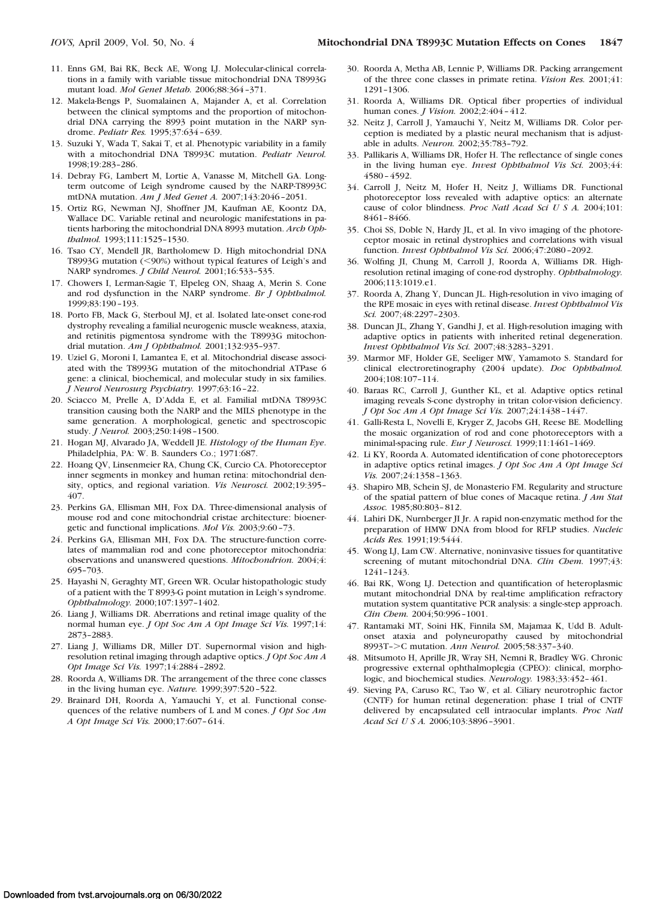11. Enns GM, Bai RK, Beck AE, Wong LJ. Molecular-clinical correlations in a family with variable tissue mitochondrial DNA T8993G mutant load. *Mol Genet Metab.* 2006;88:364–371.
12. Makela-Bengs P, Suomalainen A, Majander A, et al. Correlation between the clinical symptoms and the proportion of mitochondrial DNA carrying the 8993 point mutation in the NARP syndrome. *Pediatr Res.* 1995;37:634–639.
13. Suzuki Y, Wada T, Sakai T, et al. Phenotypic variability in a family with a mitochondrial DNA T8993C mutation. *Pediatr Neurol.* 1998;19:283–286.
14. Debray FG, Lambert M, Lortie A, Vanasse M, Mitchell GA. Long-term outcome of Leigh syndrome caused by the NARP-T8993C mtDNA mutation. *Am J Med Genet A.* 2007;143:2046–2051.
15. Ortiz RG, Newman NJ, Shoffner JM, Kaufman AE, Koontz DA, Wallace DC. Variable retinal and neurologic manifestations in patients harboring the mitochondrial DNA 8993 mutation. *Arch Ophthalmol.* 1993;111:1525–1530.
16. Tsao CY, Mendell JR, Bartholomew D. High mitochondrial DNA T8993G mutation (<90%) without typical features of Leigh's and NARP syndromes. *J Child Neurol.* 2001;16:533–535.
17. Chowers I, Lerman-Sagie T, Elpeleg ON, Shaag A, Merin S. Cone and rod dysfunction in the NARP syndrome. *Br J Ophthalmol.* 1999;83:190–193.
18. Porto FB, Mack G, Sterboul MJ, et al. Isolated late-onset cone-rod dystrophy revealing a familial neurogenic muscle weakness, ataxia, and retinitis pigmentosa syndrome with the T8993G mitochondrial mutation. *Am J Ophthalmol.* 2001;132:935–937.
19. Uziel G, Moroni I, Lamantea E, et al. Mitochondrial disease associated with the T8993G mutation of the mitochondrial ATPase 6 gene: a clinical, biochemical, and molecular study in six families. *J Neurol Neurosurg Psychiatry.* 1997;63:16–22.
20. Sciacco M, Prelle A, D'Adda E, et al. Familial mtDNA T8993C transition causing both the NARP and the MILS phenotype in the same generation. A morphological, genetic and spectroscopic study. *J Neurol.* 2003;250:1498–1500.
21. Hogan MJ, Alvarado JA, Weddell JE. *Histology of the Human Eye*. Philadelphia, PA: W. B. Saunders Co.; 1971:687.
22. Hoang QV, Linsenmeier RA, Chung CK, Curcio CA. Photoreceptor inner segments in monkey and human retina: mitochondrial density, optics, and regional variation. *Vis Neurosci.* 2002;19:395–407.
23. Perkins GA, Ellisman MH, Fox DA. Three-dimensional analysis of mouse rod and cone mitochondrial cristae architecture: bioenergetic and functional implications. *Mol Vis.* 2003;9:60–73.
24. Perkins GA, Ellisman MH, Fox DA. The structure-function correlates of mammalian rod and cone photoreceptor mitochondria: observations and unanswered questions. *Mitochondrion.* 2004;4:695–703.
25. Hayashi N, Geraghty MT, Green WR. Ocular histopathologic study of a patient with the T 8993-G point mutation in Leigh's syndrome. *Ophthalmology.* 2000;107:1397–1402.
26. Liang J, Williams DR. Aberrations and retinal image quality of the normal human eye. *J Opt Soc Am A Opt Image Sci Vis.* 1997;14:2873–2883.
27. Liang J, Williams DR, Miller DT. Supernormal vision and high-resolution retinal imaging through adaptive optics. *J Opt Soc Am A Opt Image Sci Vis.* 1997;14:2884–2892.
28. Roorda A, Williams DR. The arrangement of the three cone classes in the living human eye. *Nature.* 1999;397:520–522.
29. Brainard DH, Roorda A, Yamauchi Y, et al. Functional consequences of the relative numbers of L and M cones. *J Opt Soc Am A Opt Image Sci Vis.* 2000;17:607–614.
30. Roorda A, Metha AB, Lennie P, Williams DR. Packing arrangement of the three cone classes in primate retina. *Vision Res.* 2001;41:1291–1306.
31. Roorda A, Williams DR. Optical fiber properties of individual human cones. *J Vision.* 2002;2:404–412.
32. Neitz J, Carroll J, Yamauchi Y, Neitz M, Williams DR. Color perception is mediated by a plastic neural mechanism that is adjustable in adults. *Neuron.* 2002;35:783–792.
33. Pallikaris A, Williams DR, Hofer H. The reflectance of single cones in the living human eye. *Invest Ophthalmol Vis Sci.* 2003;44:4580–4592.
34. Carroll J, Neitz M, Hofer H, Neitz J, Williams DR. Functional photoreceptor loss revealed with adaptive optics: an alternate cause of color blindness. *Proc Natl Acad Sci U S A.* 2004;101:8461–8466.
35. Choi SS, Doble N, Hardy JL, et al. In vivo imaging of the photoreceptor mosaic in retinal dystrophies and correlations with visual function. *Invest Ophthalmol Vis Sci.* 2006;47:2080–2092.
36. Wolfing JI, Chung M, Carroll J, Roorda A, Williams DR. High-resolution retinal imaging of cone-rod dystrophy. *Ophthalmology.* 2006;113:1019.e1.
37. Roorda A, Zhang Y, Duncan JL. High-resolution in vivo imaging of the RPE mosaic in eyes with retinal disease. *Invest Ophthalmol Vis Sci.* 2007;48:2297–2303.
38. Duncan JL, Zhang Y, Gandhi J, et al. High-resolution imaging with adaptive optics in patients with inherited retinal degeneration. *Invest Ophthalmol Vis Sci.* 2007;48:3283–3291.
39. Marmor MF, Holder GE, Seeliger MW, Yamamoto S. Standard for clinical electroretinography (2004 update). *Doc Ophthalmol.* 2004;108:107–114.
40. Baraas RC, Carroll J, Gunther KL, et al. Adaptive optics retinal imaging reveals S-cone dystrophy in tritan color-vision deficiency. *J Opt Soc Am A Opt Image Sci Vis.* 2007;24:1438–1447.
41. Galli-Resta L, Novelli E, Kryger Z, Jacobs GH, Reese BE. Modelling the mosaic organization of rod and cone photoreceptors with a minimal-spacing rule. *Eur J Neurosci.* 1999;11:1461–1469.
42. Li KY, Roorda A. Automated identification of cone photoreceptors in adaptive optics retinal images. *J Opt Soc Am A Opt Image Sci Vis.* 2007;24:1358–1363.
43. Shapiro MB, Schein SJ, de Monasterio FM. Regularity and structure of the spatial pattern of blue cones of Macaque retina. *J Am Stat Assoc.* 1985;80:803–812.
44. Lahiri DK, Nurnberger JI Jr. A rapid non-enzymatic method for the preparation of HMW DNA from blood for RFLP studies. *Nucleic Acids Res.* 1991;19:5444.
45. Wong LJ, Lam CW. Alternative, noninvasive tissues for quantitative screening of mutant mitochondrial DNA. *Clin Chem.* 1997;43:1241–1243.
46. Bai RK, Wong LJ. Detection and quantification of heteroplasmic mutant mitochondrial DNA by real-time amplification refractory mutation system quantitative PCR analysis: a single-step approach. *Clin Chem.* 2004;50:996–1001.
47. Rantamaki MT, Soini HK, Finnila SM, Majamaa K, Udd B. Adult-onset ataxia and polyneuropathy caused by mitochondrial 8993T->C mutation. *Ann Neurol.* 2005;58:337–340.
48. Mitsumoto H, Aprille JR, Wray SH, Nemni R, Bradley WG. Chronic progressive external ophthalmoplegia (CPEO): clinical, morphologic, and biochemical studies. *Neurology.* 1983;33:452–461.
49. Sieving PA, Caruso RC, Tao W, et al. Ciliary neurotrophic factor (CNTF) for human retinal degeneration: phase I trial of CNTF delivered by encapsulated cell intraocular implants. *Proc Natl Acad Sci U S A.* 2006;103:3896–3901.